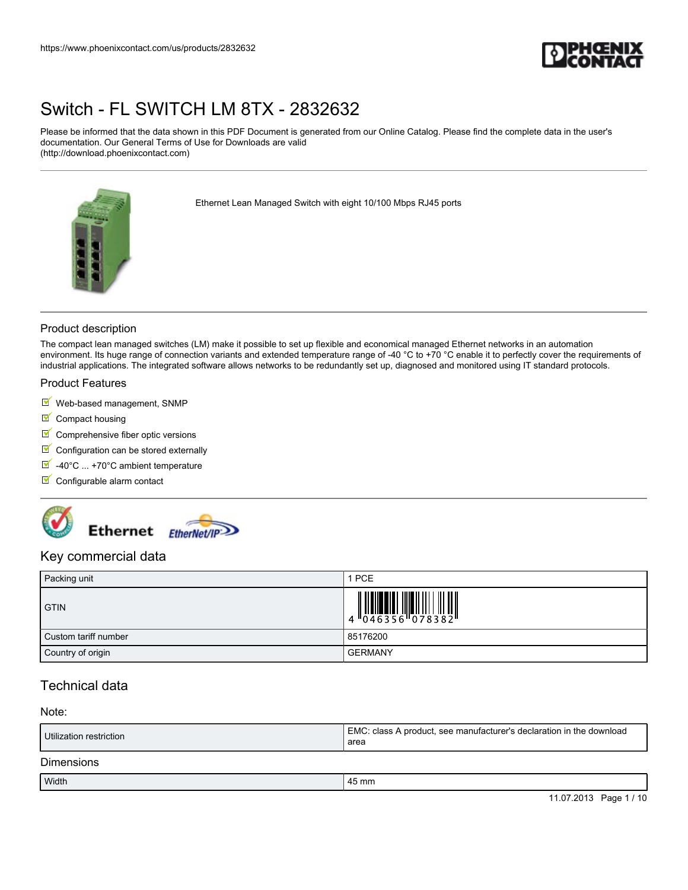# Switch - FL SWITCH LM 8TX - 2832632

Please be informed that the data shown in this PDF Document is generated from our Online Catalog. Please find the complete data in the user's documentation. Our General Terms of Use for Downloads are valid (http://download.phoenixcontact.com)

Ethernet Lean Managed Switch with eight 10/100 Mbps RJ45 ports

## Product description

The compact lean managed switches (LM) make it possible to set up flexible and economical managed Ethernet networks in an automation environment. Its huge range of connection variants and extended temperature range of -40 °C to +70 °C enable it to perfectly cover the requirements of industrial applications. The integrated software allows networks to be redundantly set up, diagnosed and monitored using IT standard protocols.

## Product Features

- Web-based management, SNMP
- Compact housing
- Comprehensive fiber optic versions
- Configuration can be stored externally
- -40°C ... +70°C ambient temperature
- Configurable alarm contact

## Key commercial data

| Packing unit | 1 PCE |
| --- | --- |
| GTIN | 4 046356 078382 |
| Custom tariff number | 85176200 |
| Country of origin | GERMANY |

## Technical data

### Note:

| Utilization restriction | EMC: class A product, see manufacturer's declaration in the download area |
| --- | --- |

### Dimensions

| Width | 45 mm |
| --- | --- |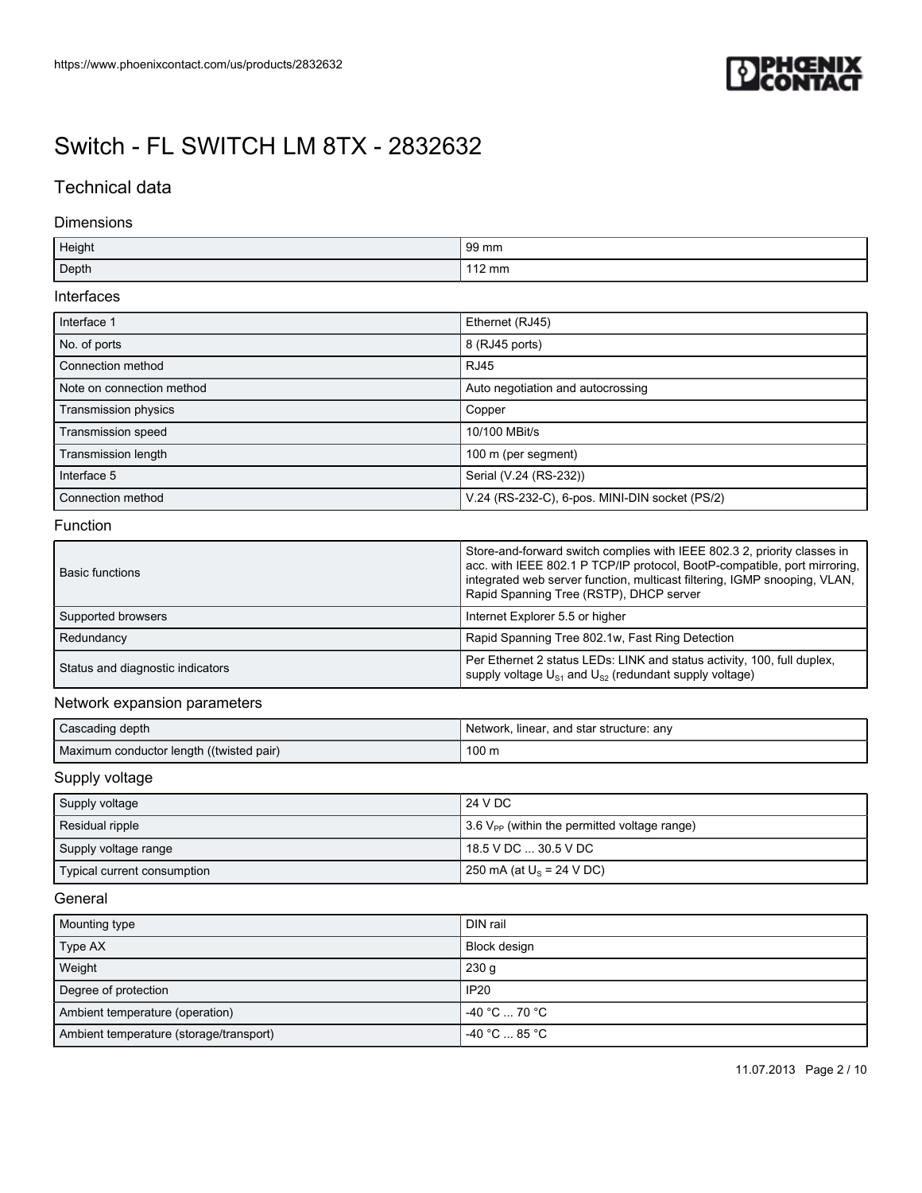# Switch - FL SWITCH LM 8TX - 2832632

## Technical data

### Dimensions

| | |
|---|---|
| Height | 99 mm |
| Depth | 112 mm |

### Interfaces

| | |
|---|---|
| Interface 1 | Ethernet (RJ45) |
| No. of ports | 8 (RJ45 ports) |
| Connection method | RJ45 |
| Note on connection method | Auto negotiation and autocrossing |
| Transmission physics | Copper |
| Transmission speed | 10/100 MBit/s |
| Transmission length | 100 m (per segment) |
| Interface 5 | Serial (V.24 (RS-232)) |
| Connection method | V.24 (RS-232-C), 6-pos. MINI-DIN socket (PS/2) |

### Function

| | |
|---|---|
| Basic functions | Store-and-forward switch complies with IEEE 802.3 2, priority classes in acc. with IEEE 802.1 P TCP/IP protocol, BootP-compatible, port mirroring, integrated web server function, multicast filtering, IGMP snooping, VLAN, Rapid Spanning Tree (RSTP), DHCP server |
| Supported browsers | Internet Explorer 5.5 or higher |
| Redundancy | Rapid Spanning Tree 802.1w, Fast Ring Detection |
| Status and diagnostic indicators | Per Ethernet 2 status LEDs: LINK and status activity, 100, full duplex, supply voltage $U_{S1}$ and $U_{S2}$ (redundant supply voltage) |

### Network expansion parameters

| | |
|---|---|
| Cascading depth | Network, linear, and star structure: any |
| Maximum conductor length ((twisted pair) | 100 m |

### Supply voltage

| | |
|---|---|
| Supply voltage | 24 V DC |
| Residual ripple | 3.6 $V_{PP}$ (within the permitted voltage range) |
| Supply voltage range | 18.5 V DC ... 30.5 V DC |
| Typical current consumption | 250 mA (at $U_S$ = 24 V DC) |

### General

| | |
|---|---|
| Mounting type | DIN rail |
| Type AX | Block design |
| Weight | 230 g |
| Degree of protection | IP20 |
| Ambient temperature (operation) | -40 °C ... 70 °C |
| Ambient temperature (storage/transport) | -40 °C ... 85 °C |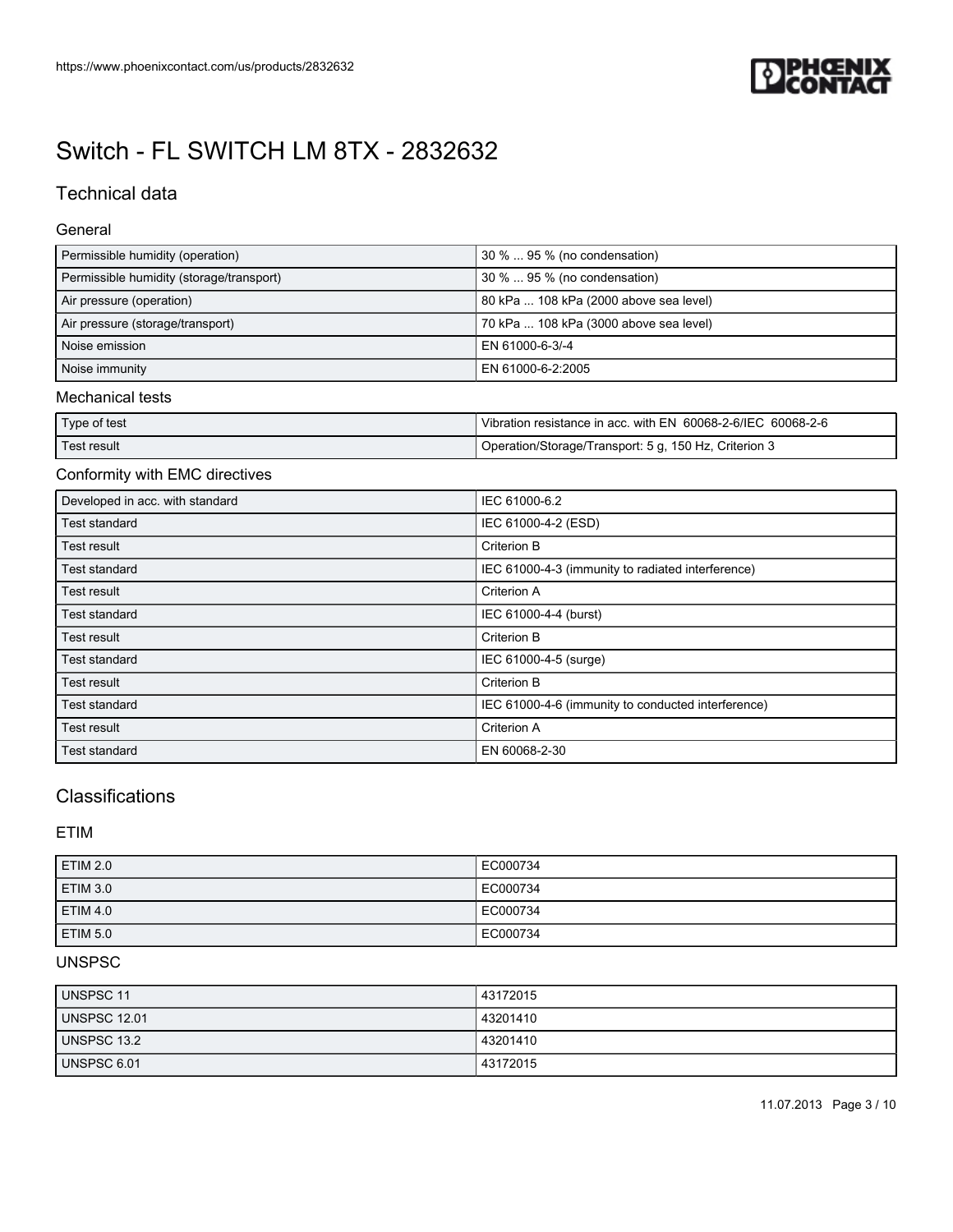# Switch - FL SWITCH LM 8TX - 2832632

## Technical data

### General

| | |
|---|---|
| Permissible humidity (operation) | 30 % ... 95 % (no condensation) |
| Permissible humidity (storage/transport) | 30 % ... 95 % (no condensation) |
| Air pressure (operation) | 80 kPa ... 108 kPa (2000 above sea level) |
| Air pressure (storage/transport) | 70 kPa ... 108 kPa (3000 above sea level) |
| Noise emission | EN 61000-6-3/-4 |
| Noise immunity | EN 61000-6-2:2005 |

### Mechanical tests

| | |
|---|---|
| Type of test | Vibration resistance in acc. with EN 60068-2-6/IEC 60068-2-6 |
| Test result | Operation/Storage/Transport: 5 g, 150 Hz, Criterion 3 |

### Conformity with EMC directives

| | |
|---|---|
| Developed in acc. with standard | IEC 61000-6.2 |
| Test standard | IEC 61000-4-2 (ESD) |
| Test result | Criterion B |
| Test standard | IEC 61000-4-3 (immunity to radiated interference) |
| Test result | Criterion A |
| Test standard | IEC 61000-4-4 (burst) |
| Test result | Criterion B |
| Test standard | IEC 61000-4-5 (surge) |
| Test result | Criterion B |
| Test standard | IEC 61000-4-6 (immunity to conducted interference) |
| Test result | Criterion A |
| Test standard | EN 60068-2-30 |

## Classifications

### ETIM

| | |
|---|---|
| ETIM 2.0 | EC000734 |
| ETIM 3.0 | EC000734 |
| ETIM 4.0 | EC000734 |
| ETIM 5.0 | EC000734 |

### UNSPSC

| | |
|---|---|
| UNSPSC 11 | 43172015 |
| UNSPSC 12.01 | 43201410 |
| UNSPSC 13.2 | 43201410 |
| UNSPSC 6.01 | 43172015 |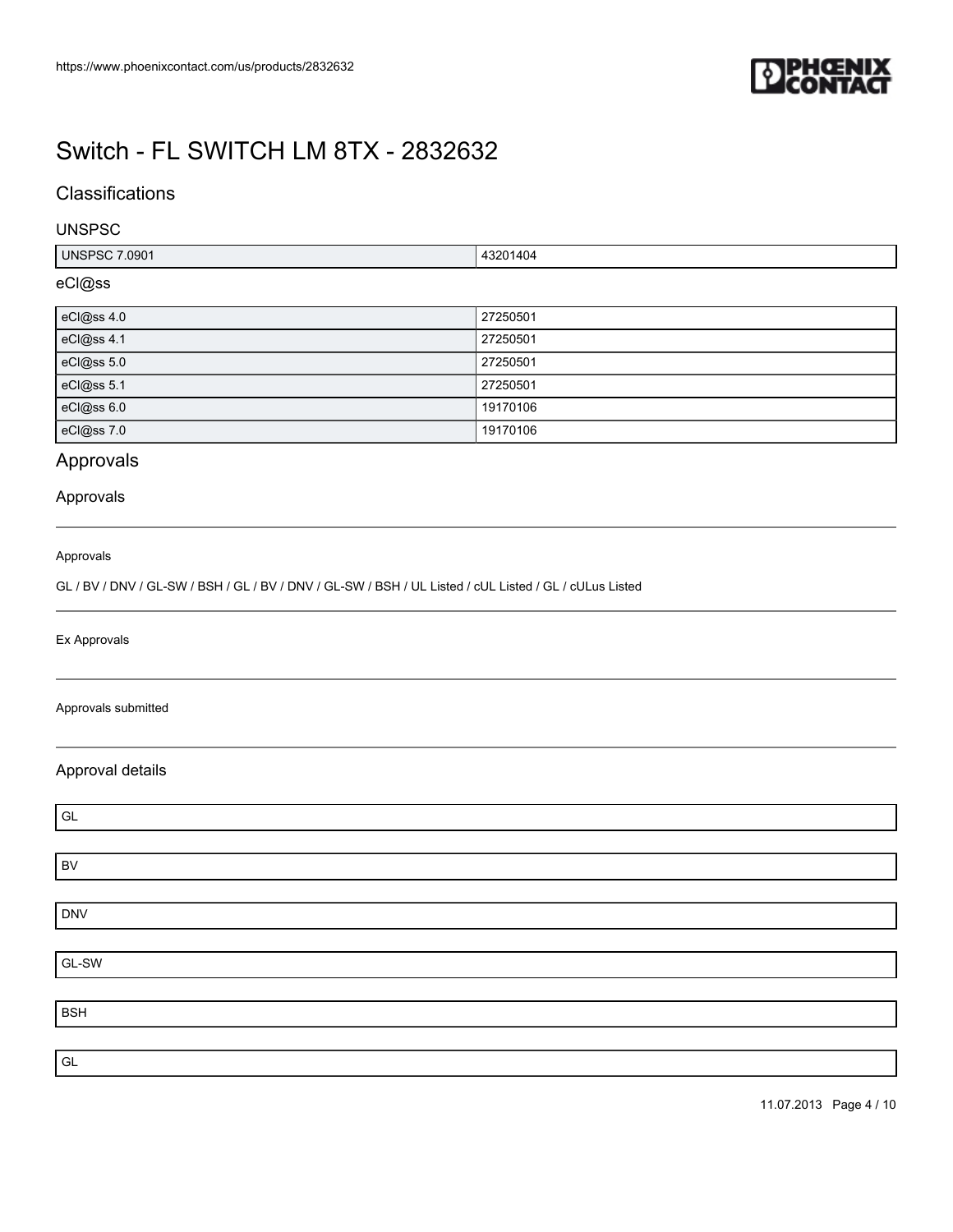# Switch - FL SWITCH LM 8TX - 2832632

## Classifications

### UNSPSC

| | |
|---|---|
| UNSPSC 7.0901 | 43201404 |

### eCl@ss

| | |
|---|---|
| eCl@ss 4.0 | 27250501 |
| eCl@ss 4.1 | 27250501 |
| eCl@ss 5.0 | 27250501 |
| eCl@ss 5.1 | 27250501 |
| eCl@ss 6.0 | 19170106 |
| eCl@ss 7.0 | 19170106 |

## Approvals

### Approvals

Approvals

GL / BV / DNV / GL-SW / BSH / GL / BV / DNV / GL-SW / BSH / UL Listed / cUL Listed / GL / cULus Listed

Ex Approvals

Approvals submitted

### Approval details

| GL |
|---|

| BV |
|---|

| DNV |
|---|

| GL-SW |
|---|

| BSH |
|---|

| GL |
|---|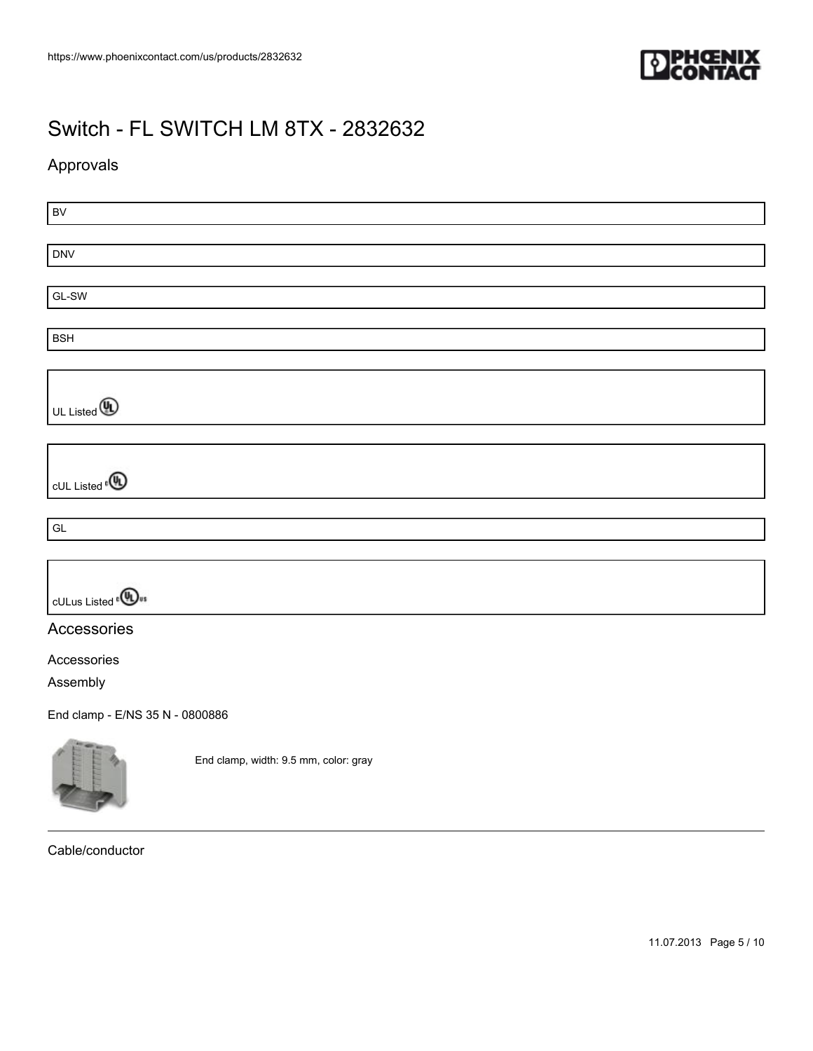# Switch - FL SWITCH LM 8TX - 2832632

## Approvals

BV

DNV

GL-SW

BSH

UL Listed

cUL Listed

GL

cULus Listed

## Accessories

Accessories

Assembly

End clamp - E/NS 35 N - 0800886

End clamp, width: 9.5 mm, color: gray

---

Cable/conductor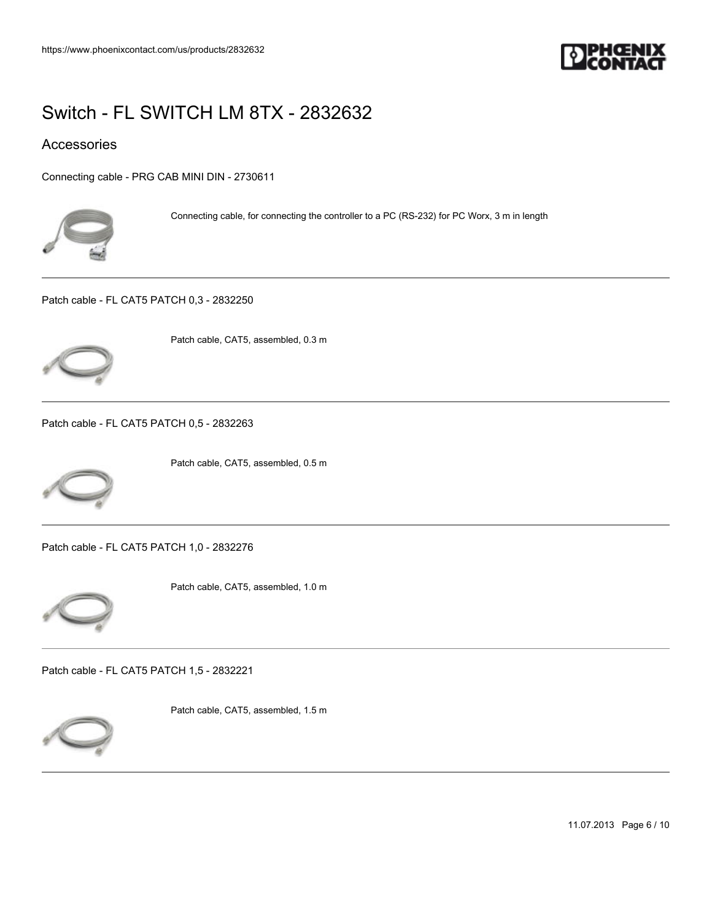# Switch - FL SWITCH LM 8TX - 2832632

## Accessories

Connecting cable - PRG CAB MINI DIN - 2730611

Connecting cable, for connecting the controller to a PC (RS-232) for PC Worx, 3 m in length

---

Patch cable - FL CAT5 PATCH 0,3 - 2832250

Patch cable, CAT5, assembled, 0.3 m

---

Patch cable - FL CAT5 PATCH 0,5 - 2832263

Patch cable, CAT5, assembled, 0.5 m

---

Patch cable - FL CAT5 PATCH 1,0 - 2832276

Patch cable, CAT5, assembled, 1.0 m

---

Patch cable - FL CAT5 PATCH 1,5 - 2832221

Patch cable, CAT5, assembled, 1.5 m

---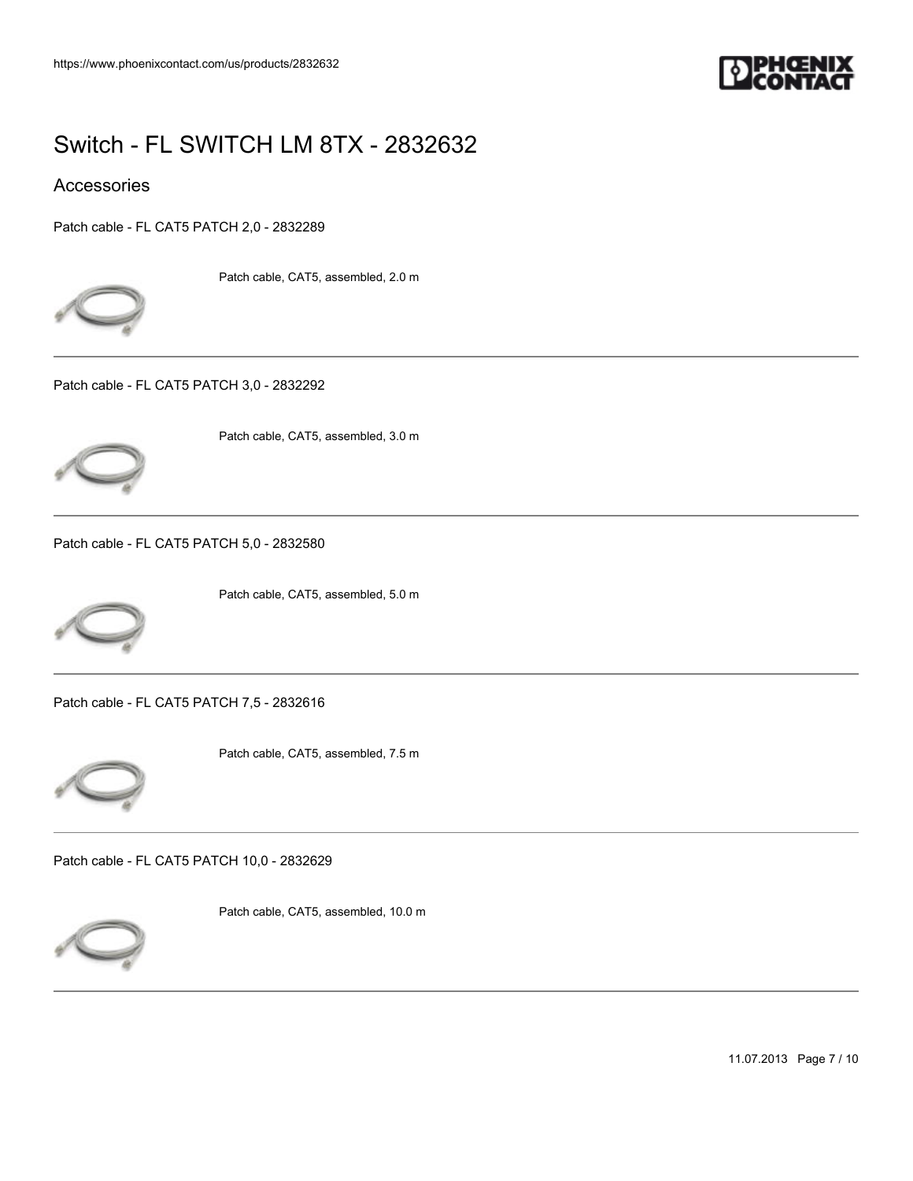# Switch - FL SWITCH LM 8TX - 2832632

## Accessories

Patch cable - FL CAT5 PATCH 2,0 - 2832289

Patch cable, CAT5, assembled, 2.0 m

---

Patch cable - FL CAT5 PATCH 3,0 - 2832292

Patch cable, CAT5, assembled, 3.0 m

---

Patch cable - FL CAT5 PATCH 5,0 - 2832580

Patch cable, CAT5, assembled, 5.0 m

---

Patch cable - FL CAT5 PATCH 7,5 - 2832616

Patch cable, CAT5, assembled, 7.5 m

---

Patch cable - FL CAT5 PATCH 10,0 - 2832629

Patch cable, CAT5, assembled, 10.0 m

---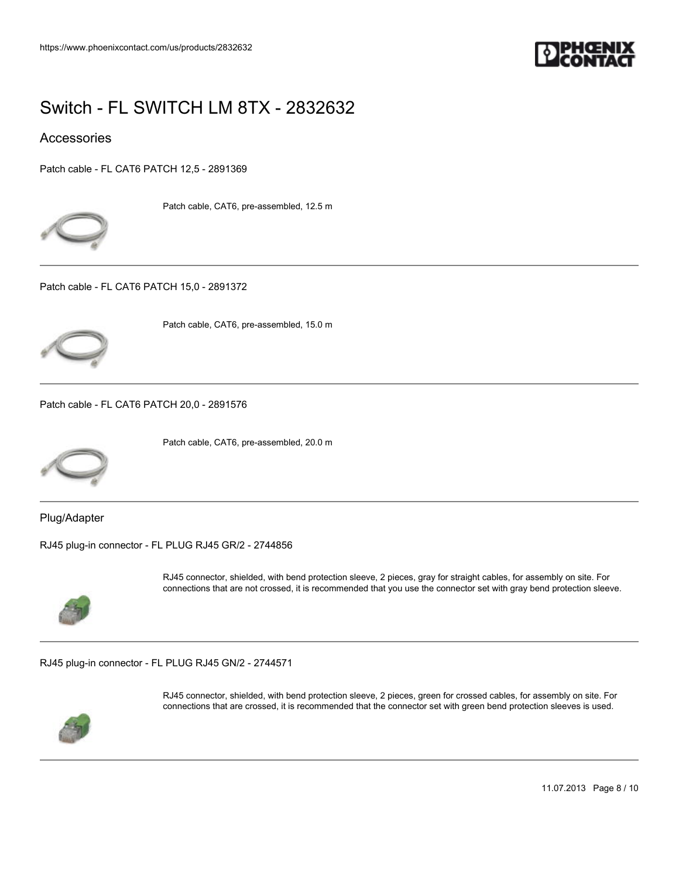# Switch - FL SWITCH LM 8TX - 2832632

## Accessories

Patch cable - FL CAT6 PATCH 12,5 - 2891369

Patch cable, CAT6, pre-assembled, 12.5 m

---

Patch cable - FL CAT6 PATCH 15,0 - 2891372

Patch cable, CAT6, pre-assembled, 15.0 m

---

Patch cable - FL CAT6 PATCH 20,0 - 2891576

Patch cable, CAT6, pre-assembled, 20.0 m

---

### Plug/Adapter

RJ45 plug-in connector - FL PLUG RJ45 GR/2 - 2744856

RJ45 connector, shielded, with bend protection sleeve, 2 pieces, gray for straight cables, for assembly on site. For connections that are not crossed, it is recommended that you use the connector set with gray bend protection sleeve.

---

RJ45 plug-in connector - FL PLUG RJ45 GN/2 - 2744571

RJ45 connector, shielded, with bend protection sleeve, 2 pieces, green for crossed cables, for assembly on site. For connections that are crossed, it is recommended that the connector set with green bend protection sleeves is used.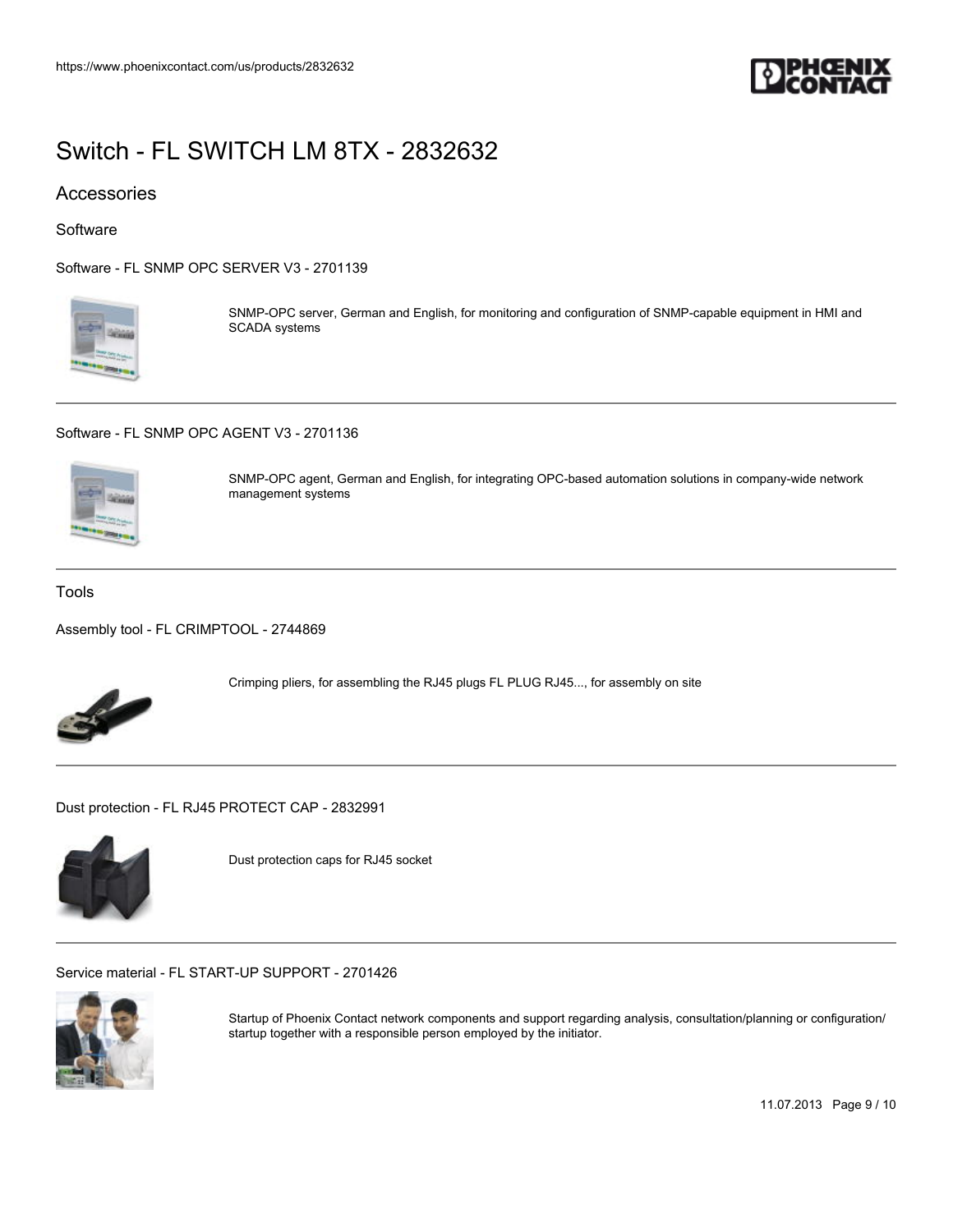# Switch - FL SWITCH LM 8TX - 2832632

## Accessories

### Software

#### Software - FL SNMP OPC SERVER V3 - 2701139

SNMP-OPC server, German and English, for monitoring and configuration of SNMP-capable equipment in HMI and SCADA systems

---

#### Software - FL SNMP OPC AGENT V3 - 2701136

SNMP-OPC agent, German and English, for integrating OPC-based automation solutions in company-wide network management systems

---

### Tools

#### Assembly tool - FL CRIMPTOOL - 2744869

Crimping pliers, for assembling the RJ45 plugs FL PLUG RJ45..., for assembly on site

---

#### Dust protection - FL RJ45 PROTECT CAP - 2832991

Dust protection caps for RJ45 socket

---

#### Service material - FL START-UP SUPPORT - 2701426

Startup of Phoenix Contact network components and support regarding analysis, consultation/planning or configuration/ startup together with a responsible person employed by the initiator.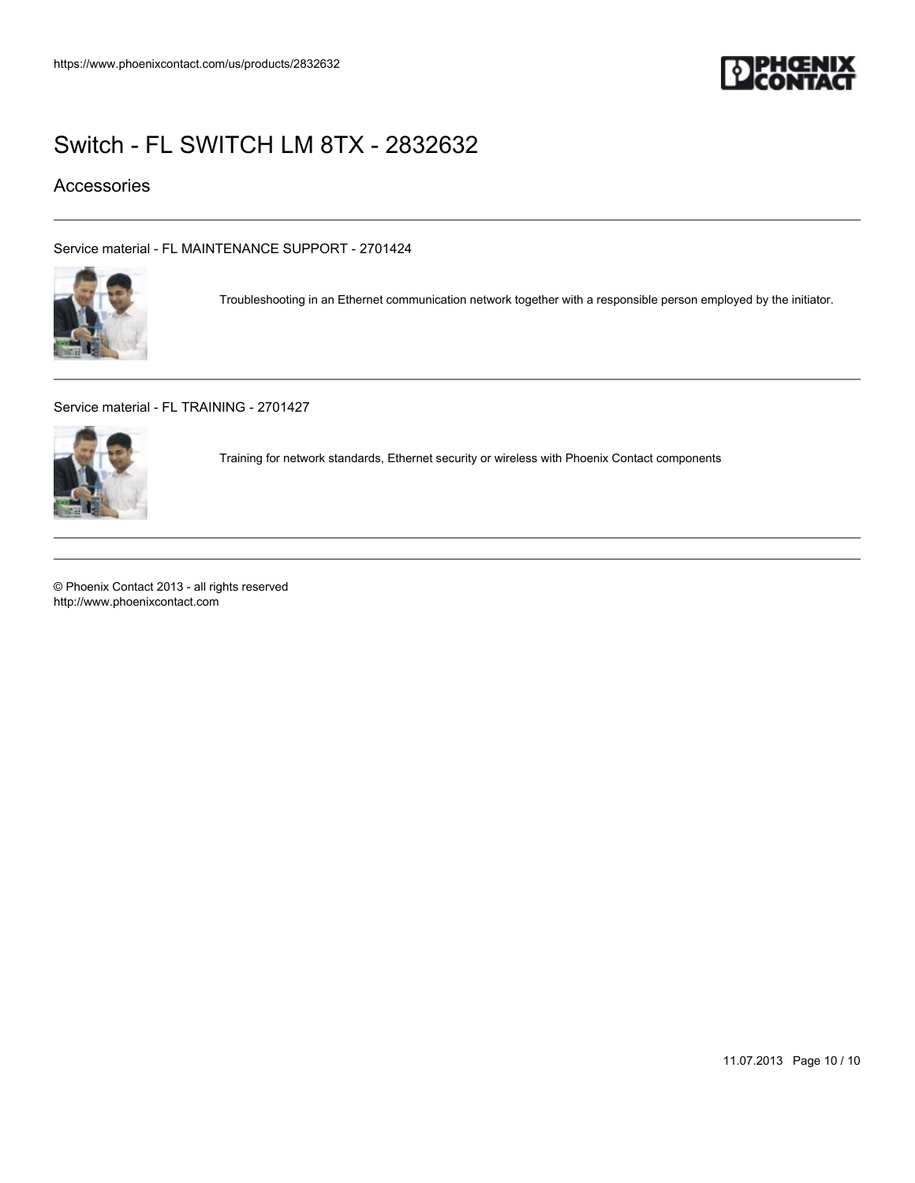# Switch - FL SWITCH LM 8TX - 2832632

## Accessories

---

Service material - FL MAINTENANCE SUPPORT - 2701424

Troubleshooting in an Ethernet communication network together with a responsible person employed by the initiator.

---

Service material - FL TRAINING - 2701427

Training for network standards, Ethernet security or wireless with Phoenix Contact components

---

© Phoenix Contact 2013 - all rights reserved
http://www.phoenixcontact.com